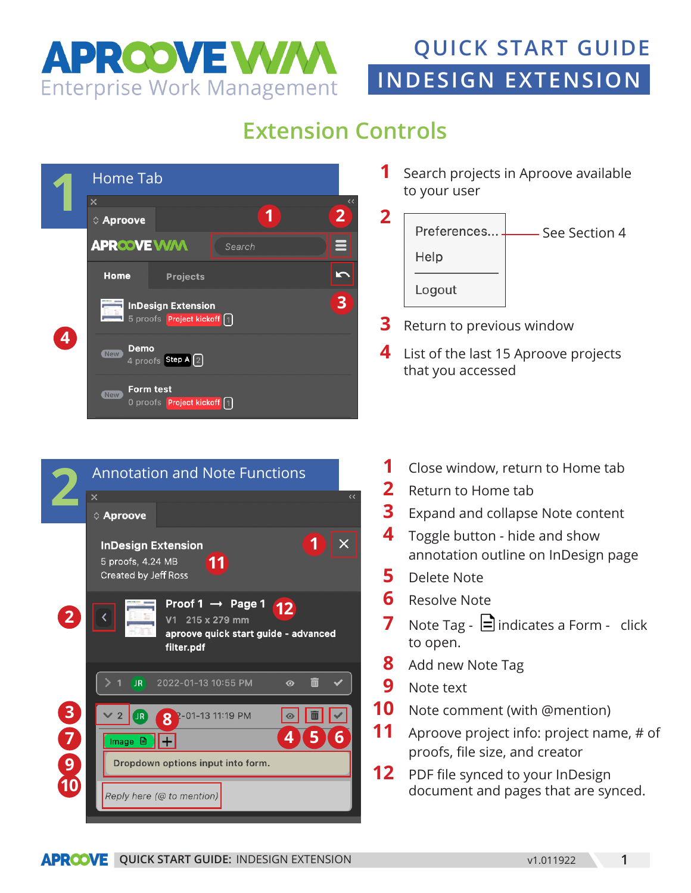# APROOVE WM

Enterprise Work Management

## QUICK START GUIDE

## INDESIGN EXTENSION

# Extension Controls

## 1 Home Tab

1. Search projects in Aproove available to your user
2. Preferences... — See Section 4; Help; Logout
3. Return to previous window
4. List of the last 15 Aproove projects that you accessed

## 2 Annotation and Note Functions

1. Close window, return to Home tab
2. Return to Home tab
3. Expand and collapse Note content
4. Toggle button - hide and show annotation outline on InDesign page
5. Delete Note
6. Resolve Note
7. Note Tag - indicates a Form - click to open.
8. Add new Note Tag
9. Note text
10. Note comment (with @mention)
11. Aproove project info: project name, # of proofs, file size, and creator
12. PDF file synced to your InDesign document and pages that are synced.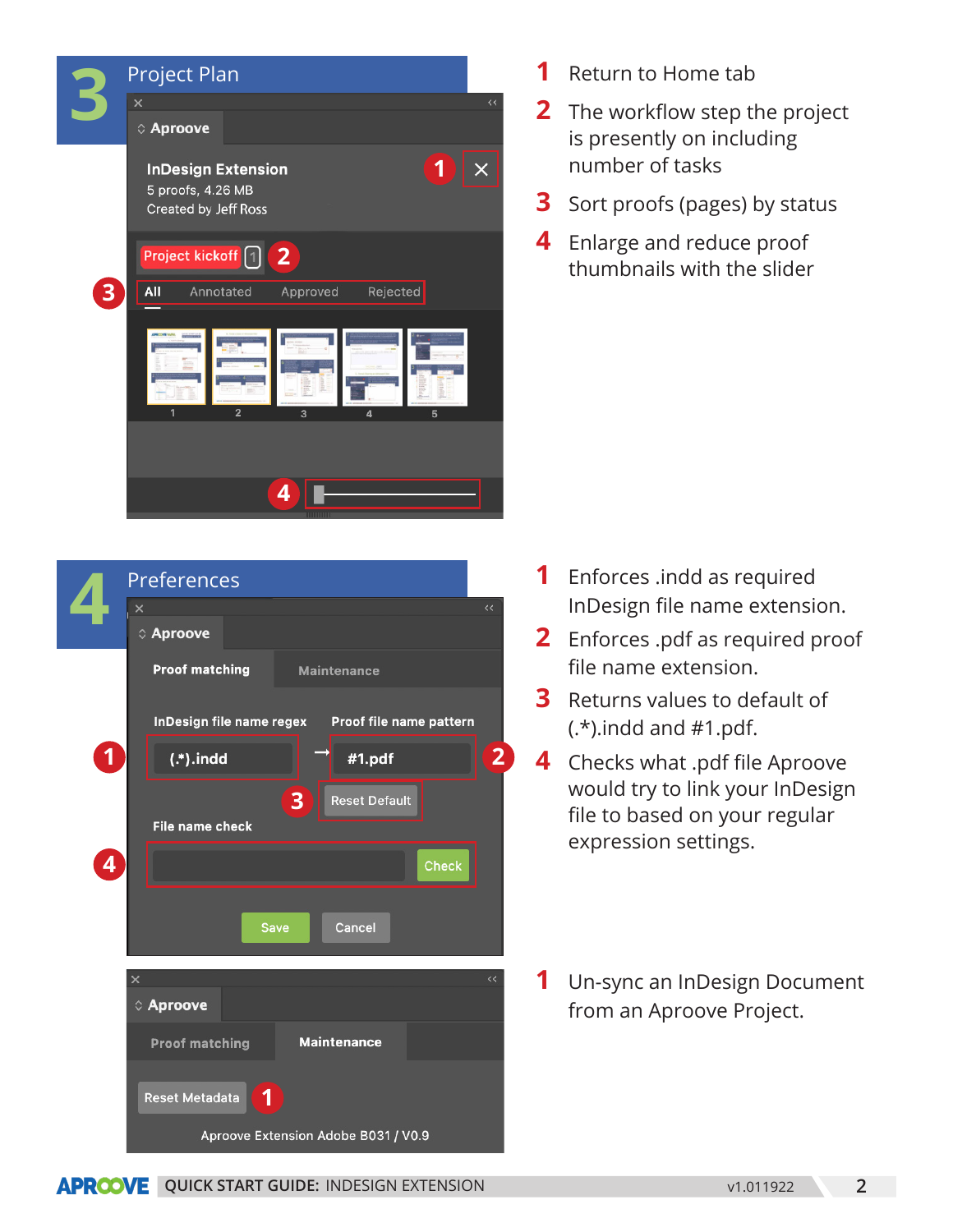# 3 Project Plan

1. Return to Home tab
2. The workflow step the project is presently on including number of tasks
3. Sort proofs (pages) by status
4. Enlarge and reduce proof thumbnails with the slider

# 4 Preferences

1. Enforces .indd as required InDesign file name extension.
2. Enforces .pdf as required proof file name extension.
3. Returns values to default of (.*).indd and #1.pdf.
4. Checks what .pdf file Aproove would try to link your InDesign file to based on your regular expression settings.

1. Un-sync an InDesign Document from an Aproove Project.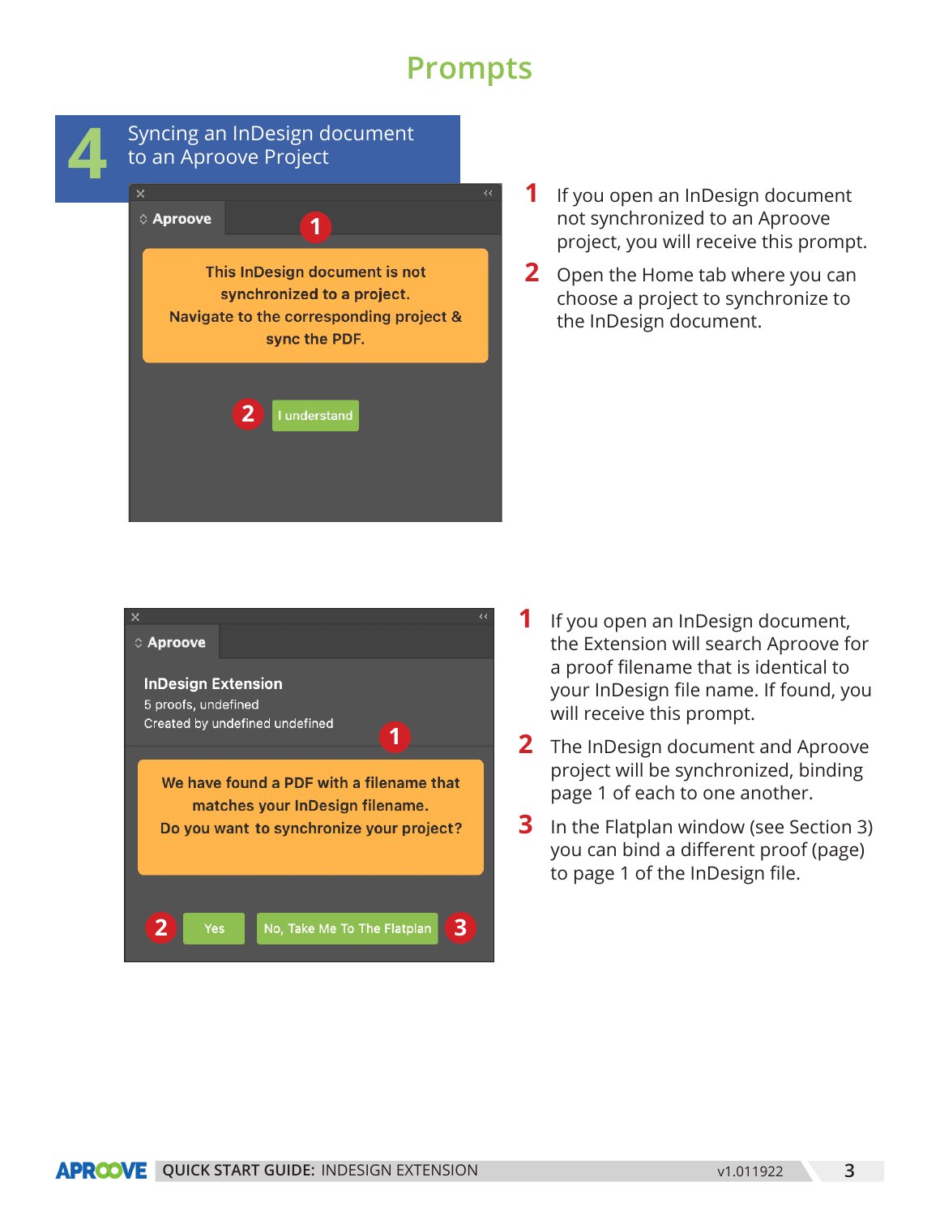# Prompts

## 4 Syncing an InDesign document to an Aproove Project

Aproove

This InDesign document is not synchronized to a project.
Navigate to the corresponding project & sync the PDF.

I understand

1. If you open an InDesign document not synchronized to an Aproove project, you will receive this prompt.
2. Open the Home tab where you can choose a project to synchronize to the InDesign document.

Aproove

**InDesign Extension**
5 proofs, undefined
Created by undefined undefined

We have found a PDF with a filename that matches your InDesign filename.
Do you want to synchronize your project?

Yes | No, Take Me To The Flatplan

1. If you open an InDesign document, the Extension will search Aproove for a proof filename that is identical to your InDesign file name. If found, you will receive this prompt.
2. The InDesign document and Aproove project will be synchronized, binding page 1 of each to one another.
3. In the Flatplan window (see Section 3) you can bind a different proof (page) to page 1 of the InDesign file.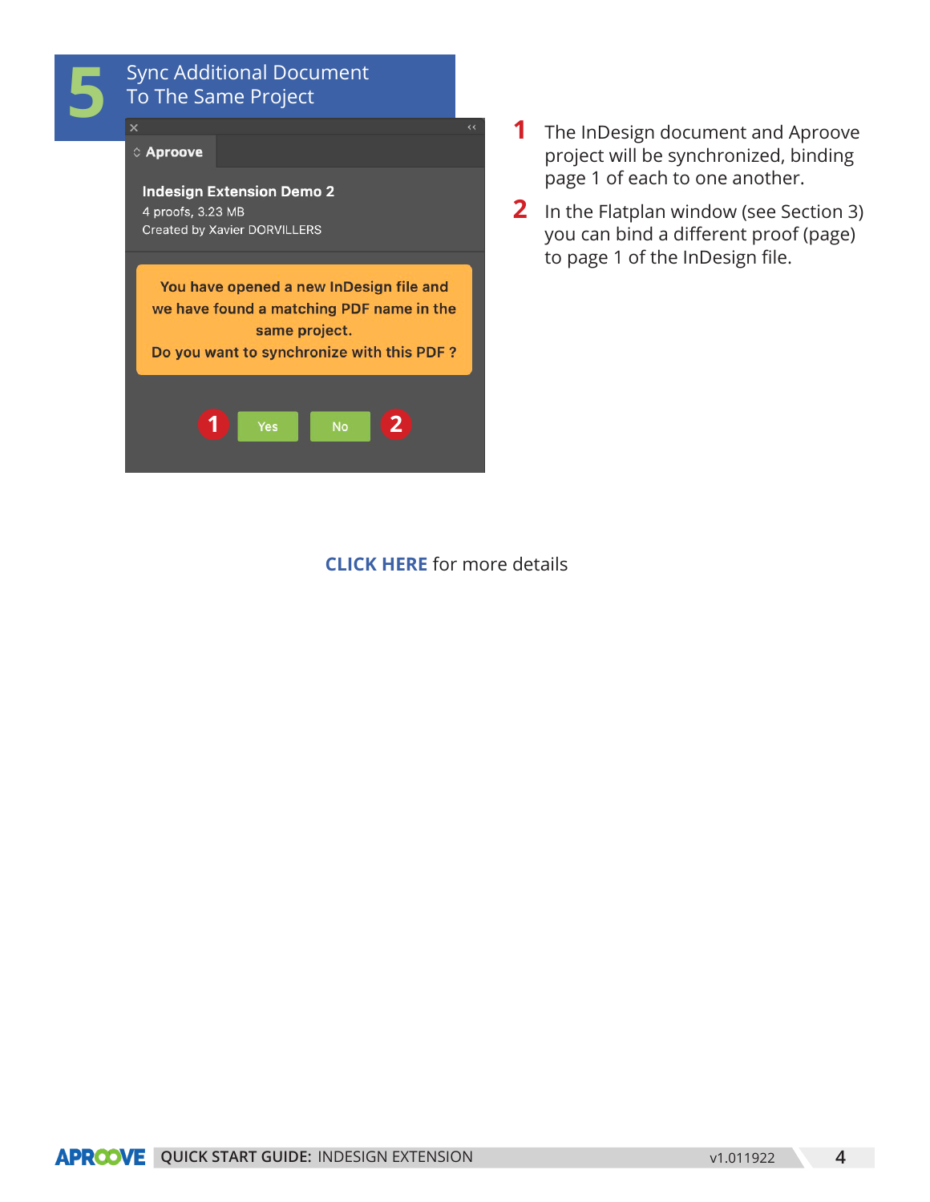# 5 Sync Additional Document To The Same Project

Aproove

**Indesign Extension Demo 2**
4 proofs, 3.23 MB
Created by Xavier DORVILLERS

**You have opened a new InDesign file and we have found a matching PDF name in the same project.**
**Do you want to synchronize with this PDF ?**

1 Yes No 2

1. The InDesign document and Aproove project will be synchronized, binding page 1 of each to one another.
2. In the Flatplan window (see Section 3) you can bind a different proof (page) to page 1 of the InDesign file.

**CLICK HERE** for more details